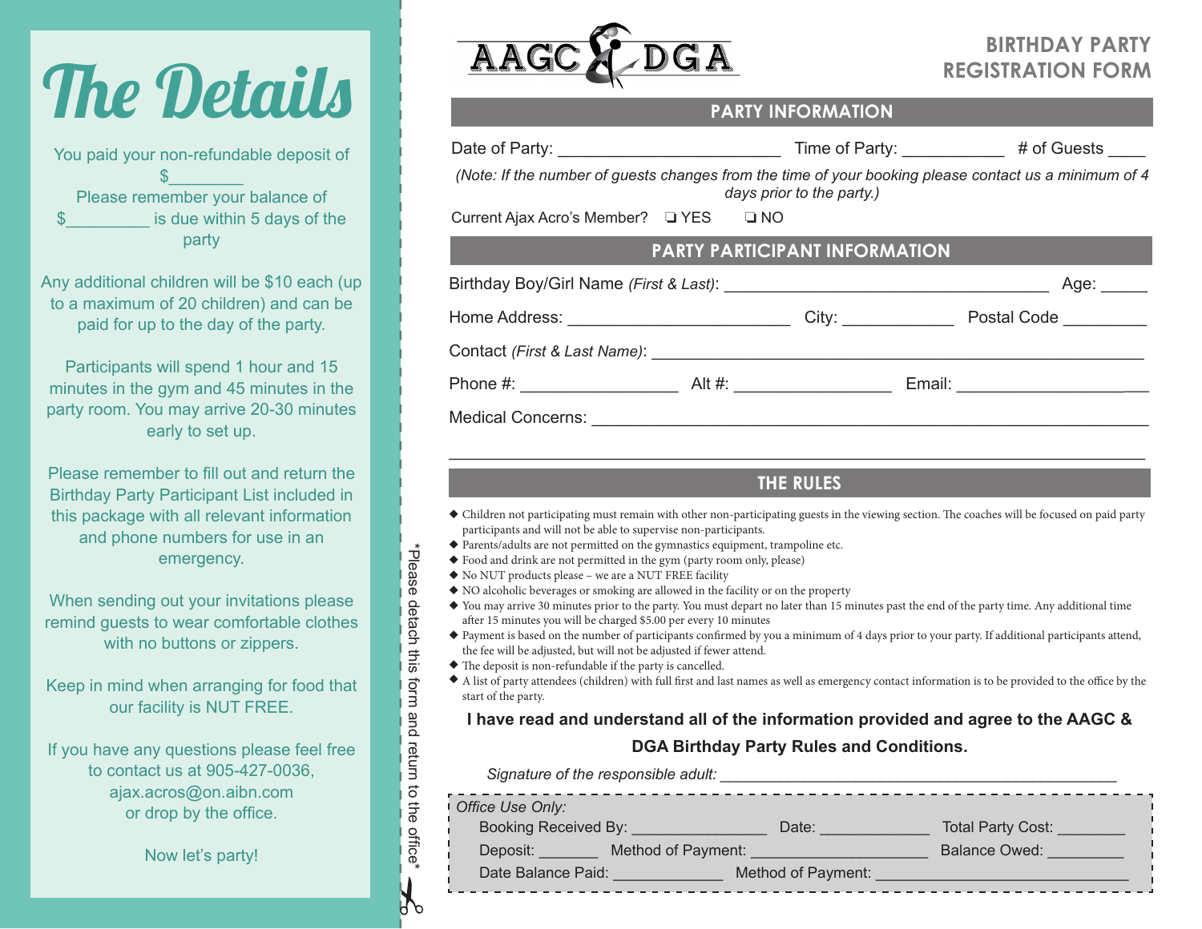# The Details

You paid your non-refundable deposit of $________
Please remember your balance of $_________ is due within 5 days of the party

Any additional children will be $10 each (up to a maximum of 20 children) and can be paid for up to the day of the party.

Participants will spend 1 hour and 15 minutes in the gym and 45 minutes in the party room. You may arrive 20-30 minutes early to set up.

Please remember to fill out and return the Birthday Party Participant List included in this package with all relevant information and phone numbers for use in an emergency.

When sending out your invitations please remind guests to wear comfortable clothes with no buttons or zippers.

Keep in mind when arranging for food that our facility is NUT FREE.

If you have any questions please feel free to contact us at 905-427-0036, ajax.acros@on.aibn.com or drop by the office.

Now let's party!

*Please detach this form and return to the office*

AAGC & DGA

## BIRTHDAY PARTY REGISTRATION FORM

### PARTY INFORMATION

Date of Party: ________________________ Time of Party: ___________ # of Guests ____

*(Note: If the number of guests changes from the time of your booking please contact us a minimum of 4 days prior to the party.)*

Current Ajax Acro's Member? ❑ YES ❑ NO

### PARTY PARTICIPANT INFORMATION

Birthday Boy/Girl Name *(First & Last)*: ___________________________________ Age: _____

Home Address: ________________________ City: ____________ Postal Code _________

Contact *(First & Last Name)*: _______________________________________________________

Phone #: _________________ Alt #: _________________ Email: ______________________

Medical Concerns: ____________________________________________________________

______________________________________________________________________________

### THE RULES

- Children not participating must remain with other non-participating guests in the viewing section. The coaches will be focused on paid party participants and will not be able to supervise non-participants.
- Parents/adults are not permitted on the gymnastics equipment, trampoline etc.
- Food and drink are not permitted in the gym (party room only, please)
- No NUT products please – we are a NUT FREE facility
- NO alcoholic beverages or smoking are allowed in the facility or on the property
- You may arrive 30 minutes prior to the party. You must depart no later than 15 minutes past the end of the party time. Any additional time after 15 minutes you will be charged $5.00 per every 10 minutes
- Payment is based on the number of participants confirmed by you a minimum of 4 days prior to your party. If additional participants attend, the fee will be adjusted, but will not be adjusted if fewer attend.
- The deposit is non-refundable if the party is cancelled.
- A list of party attendees (children) with full first and last names as well as emergency contact information is to be provided to the office by the start of the party.

**I have read and understand all of the information provided and agree to the AAGC & DGA Birthday Party Rules and Conditions.**

*Signature of the responsible adult:* _____________________________________________

*Office Use Only:*

Booking Received By: ________________ Date: _____________ Total Party Cost: ________

Deposit: _______ Method of Payment: _____________________ Balance Owed: _________

Date Balance Paid: _____________ Method of Payment: _______________________________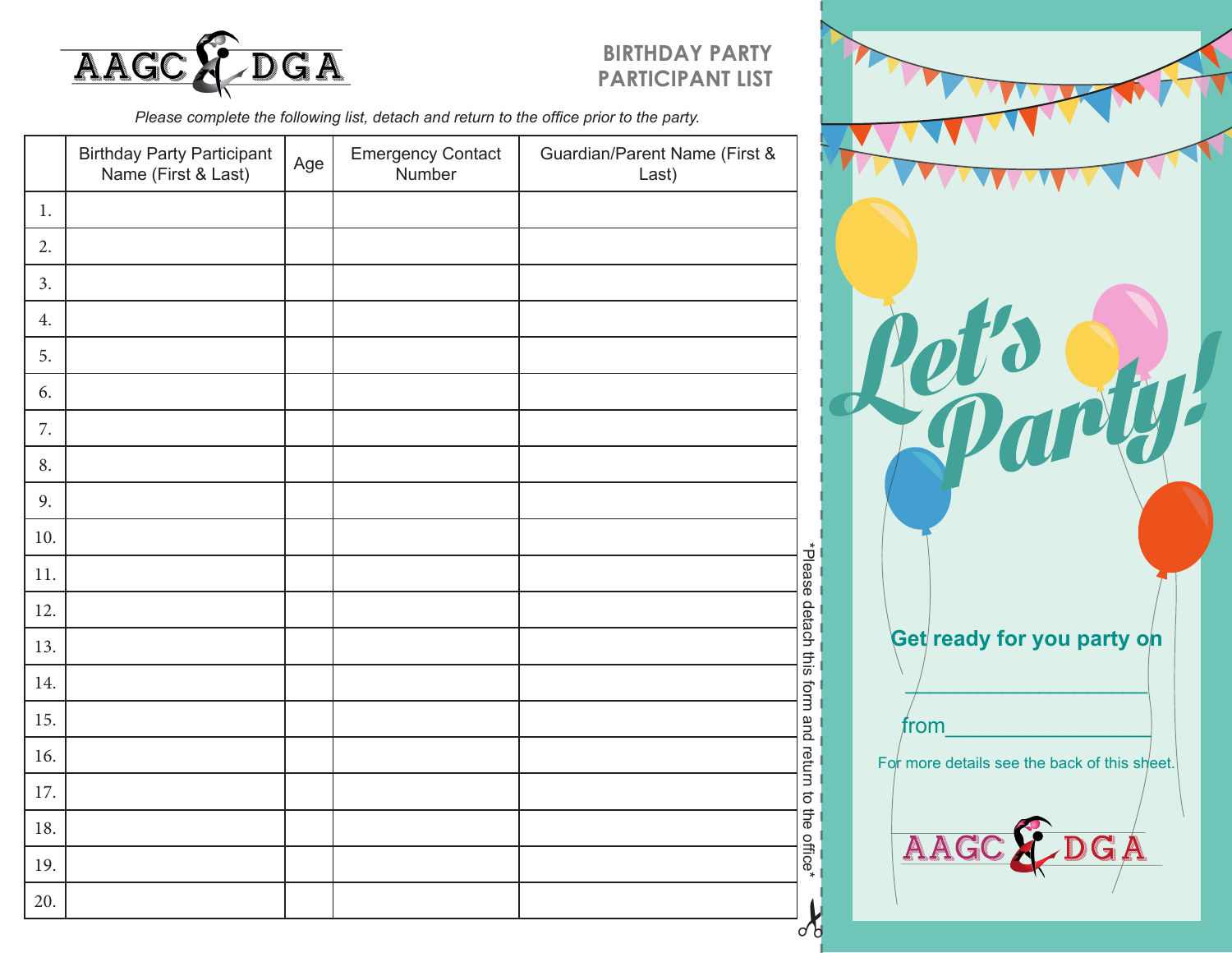AAGC & DGA

# BIRTHDAY PARTY PARTICIPANT LIST

*Please complete the following list, detach and return to the office prior to the party.*

| | Birthday Party Participant Name (First & Last) | Age | Emergency Contact Number | Guardian/Parent Name (First & Last) |
|---|---|---|---|---|
| 1. | | | | |
| 2. | | | | |
| 3. | | | | |
| 4. | | | | |
| 5. | | | | |
| 6. | | | | |
| 7. | | | | |
| 8. | | | | |
| 9. | | | | |
| 10. | | | | |
| 11. | | | | |
| 12. | | | | |
| 13. | | | | |
| 14. | | | | |
| 15. | | | | |
| 16. | | | | |
| 17. | | | | |
| 18. | | | | |
| 19. | | | | |
| 20. | | | | |

*Please detach this form and return to the office*

# Let's Party!

**Get ready for you party on**

___________________

from_________________

For more details see the back of this sheet.

AAGC & DGA